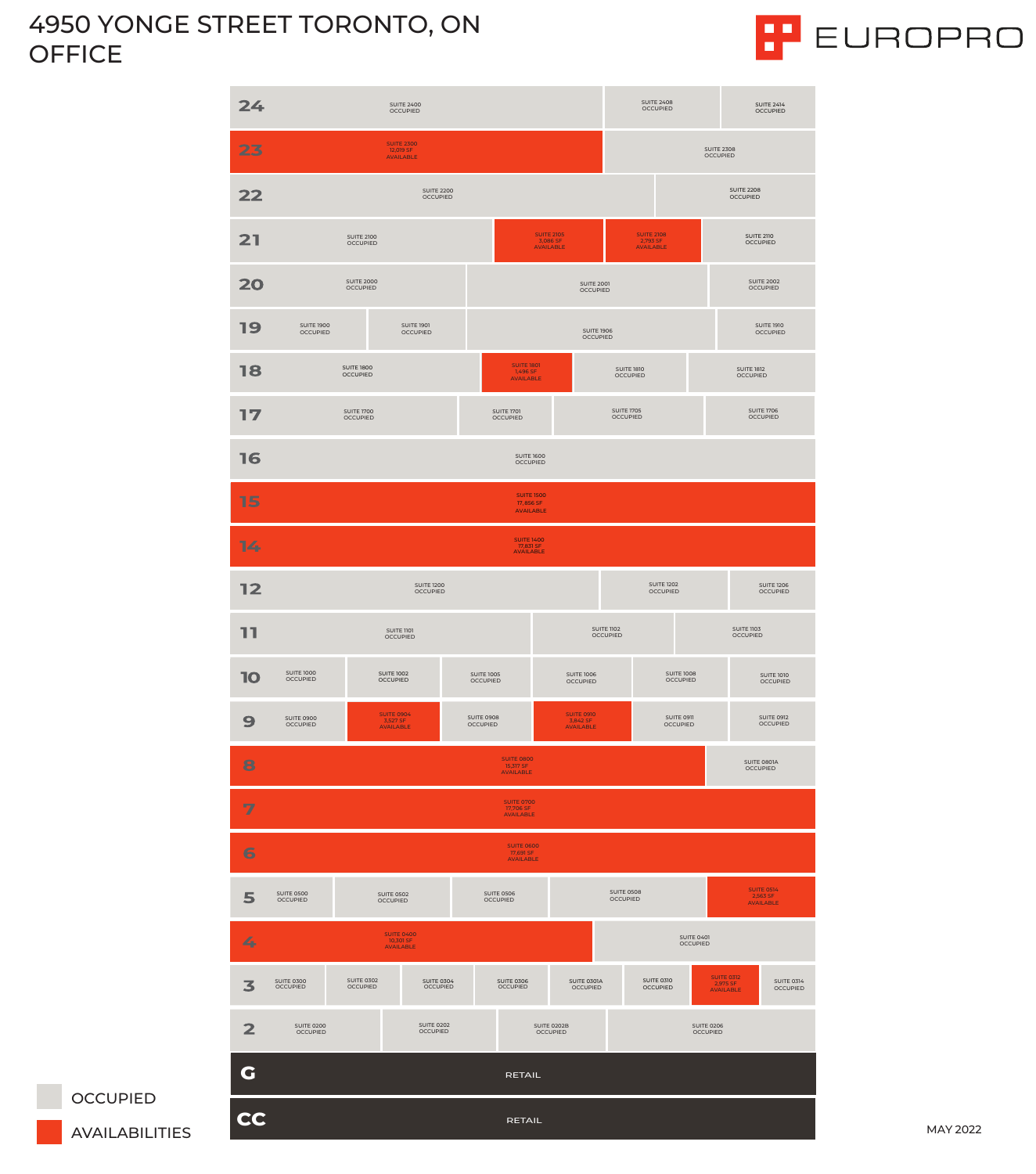# 4950 YONGE STREET TORONTO, ON
# OFFICE

EUROPRO

| Floor | Suites |
|---|---|
| 24 | SUITE 2400 OCCUPIED; SUITE 2408 OCCUPIED; SUITE 2414 OCCUPIED |
| 23 | SUITE 2300 12,019 SF AVAILABLE; SUITE 2308 OCCUPIED |
| 22 | SUITE 2200 OCCUPIED; SUITE 2208 OCCUPIED |
| 21 | SUITE 2100 OCCUPIED; SUITE 2105 3,086 SF AVAILABLE; SUITE 2108 2,793 SF AVAILABLE; SUITE 2110 OCCUPIED |
| 20 | SUITE 2000 OCCUPIED; SUITE 2001 OCCUPIED; SUITE 2002 OCCUPIED |
| 19 | SUITE 1900 OCCUPIED; SUITE 1901 OCCUPIED; SUITE 1906 OCCUPIED; SUITE 1910 OCCUPIED |
| 18 | SUITE 1800 OCCUPIED; SUITE 1801 1,496 SF AVAILABLE; SUITE 1810 OCCUPIED; SUITE 1812 OCCUPIED |
| 17 | SUITE 1700 OCCUPIED; SUITE 1701 OCCUPIED; SUITE 1705 OCCUPIED; SUITE 1706 OCCUPIED |
| 16 | SUITE 1600 OCCUPIED |
| 15 | SUITE 1500 17,856 SF AVAILABLE |
| 14 | SUITE 1400 17,631 SF AVAILABLE |
| 12 | SUITE 1200 OCCUPIED; SUITE 1202 OCCUPIED; SUITE 1206 OCCUPIED |
| 11 | SUITE 1101 OCCUPIED; SUITE 1102 OCCUPIED; SUITE 1103 OCCUPIED |
| 10 | SUITE 1000 OCCUPIED; SUITE 1002 OCCUPIED; SUITE 1005 OCCUPIED; SUITE 1006 OCCUPIED; SUITE 1008 OCCUPIED; SUITE 1010 OCCUPIED |
| 9 | SUITE 0900 OCCUPIED; SUITE 0904 3,527 SF AVAILABLE; SUITE 0908 OCCUPIED; SUITE 0910 3,842 SF AVAILABLE; SUITE 0911 OCCUPIED; SUITE 0912 OCCUPIED |
| 8 | SUITE 0800 15,317 SF AVAILABLE; SUITE 0801A OCCUPIED |
| 7 | SUITE 0700 17,706 SF AVAILABLE |
| 6 | SUITE 0600 17,691 SF AVAILABLE |
| 5 | SUITE 0500 OCCUPIED; SUITE 0502 OCCUPIED; SUITE 0506 OCCUPIED; SUITE 0508 OCCUPIED; SUITE 0514 2,563 SF AVAILABLE |
| 4 | SUITE 0400 10,301 SF AVAILABLE; SUITE 0401 OCCUPIED |
| 3 | SUITE 0300 OCCUPIED; SUITE 0302 OCCUPIED; SUITE 0304 OCCUPIED; SUITE 0306 OCCUPIED; SUITE 0301A OCCUPIED; SUITE 0310 OCCUPIED; SUITE 0312 2,975 SF AVAILABLE; SUITE 0314 OCCUPIED |
| 2 | SUITE 0200 OCCUPIED; SUITE 0202 OCCUPIED; SUITE 0202B OCCUPIED; SUITE 0206 OCCUPIED |
| G | RETAIL |
| CC | RETAIL |

OCCUPIED

AVAILABILITIES

MAY 2022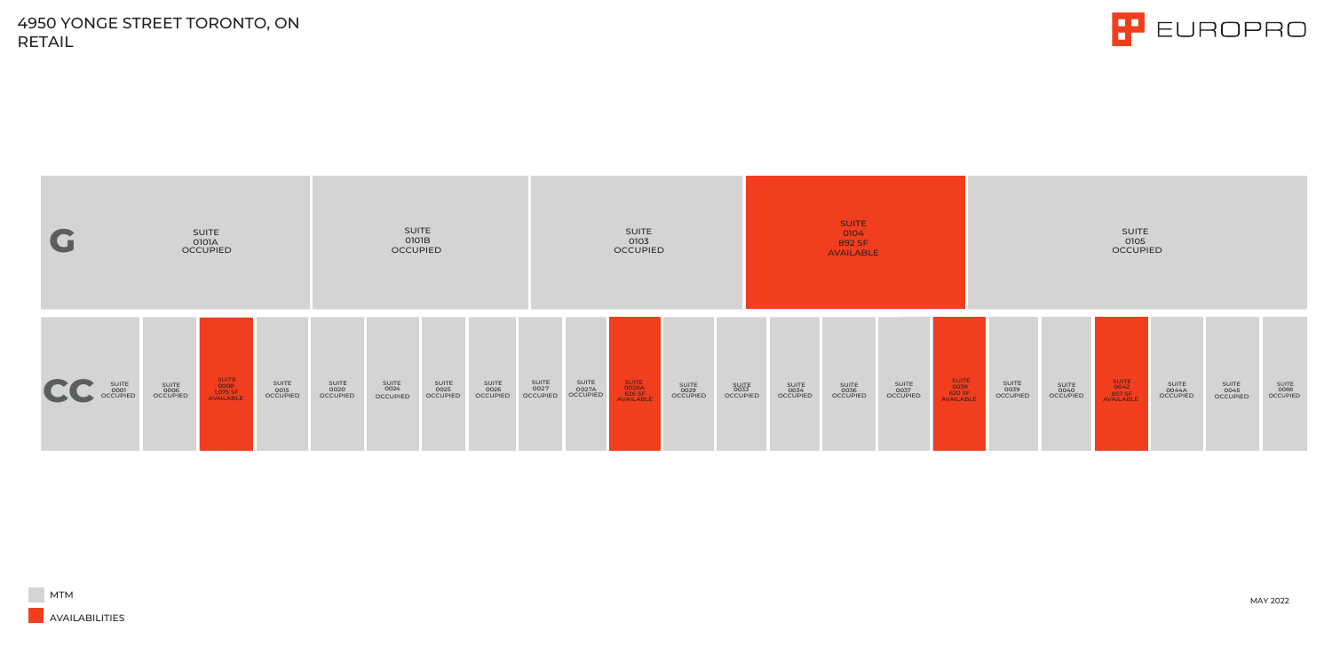# 4950 YONGE STREET TORONTO, ON
RETAIL

EUROPRO

**G**

| | | | | |
|---|---|---|---|---|
| SUITE 0101A OCCUPIED | SUITE 0101B OCCUPIED | SUITE 0103 OCCUPIED | SUITE 0104 892 SF AVAILABLE | SUITE 0105 OCCUPIED |

**CC**

| | | | | | | | | | | | | | | | | | | | | | | | |
|---|---|---|---|---|---|---|---|---|---|---|---|---|---|---|---|---|---|---|---|---|---|---|---|
| SUITE 0001 OCCUPIED | SUITE 0006 OCCUPIED | SUITE 0008 1,075 SF AVAILABLE | SUITE 0015 OCCUPIED | SUITE 0020 OCCUPIED | SUITE 0024 OCCUPIED | SUITE 0025 OCCUPIED | SUITE 0026 OCCUPIED | SUITE 0027 OCCUPIED | SUITE 0027A OCCUPIED | SUITE 0028A 626 SF AVAILABLE | SUITE 0029 OCCUPIED | SUITE 0033 OCCUPIED | SUITE 0034 OCCUPIED | SUITE 0036 OCCUPIED | SUITE 0037 OCCUPIED | SUITE 0038 620 SF AVAILABLE | SUITE 0039 OCCUPIED | SUITE 0040 OCCUPIED | SUITE 0042 857 SF AVAILABLE | SUITE 0044A OCCUPIED | SUITE 0045 OCCUPIED | SUITE 0088 OCCUPIED | |

MTM

AVAILABILITIES

MAY 2022